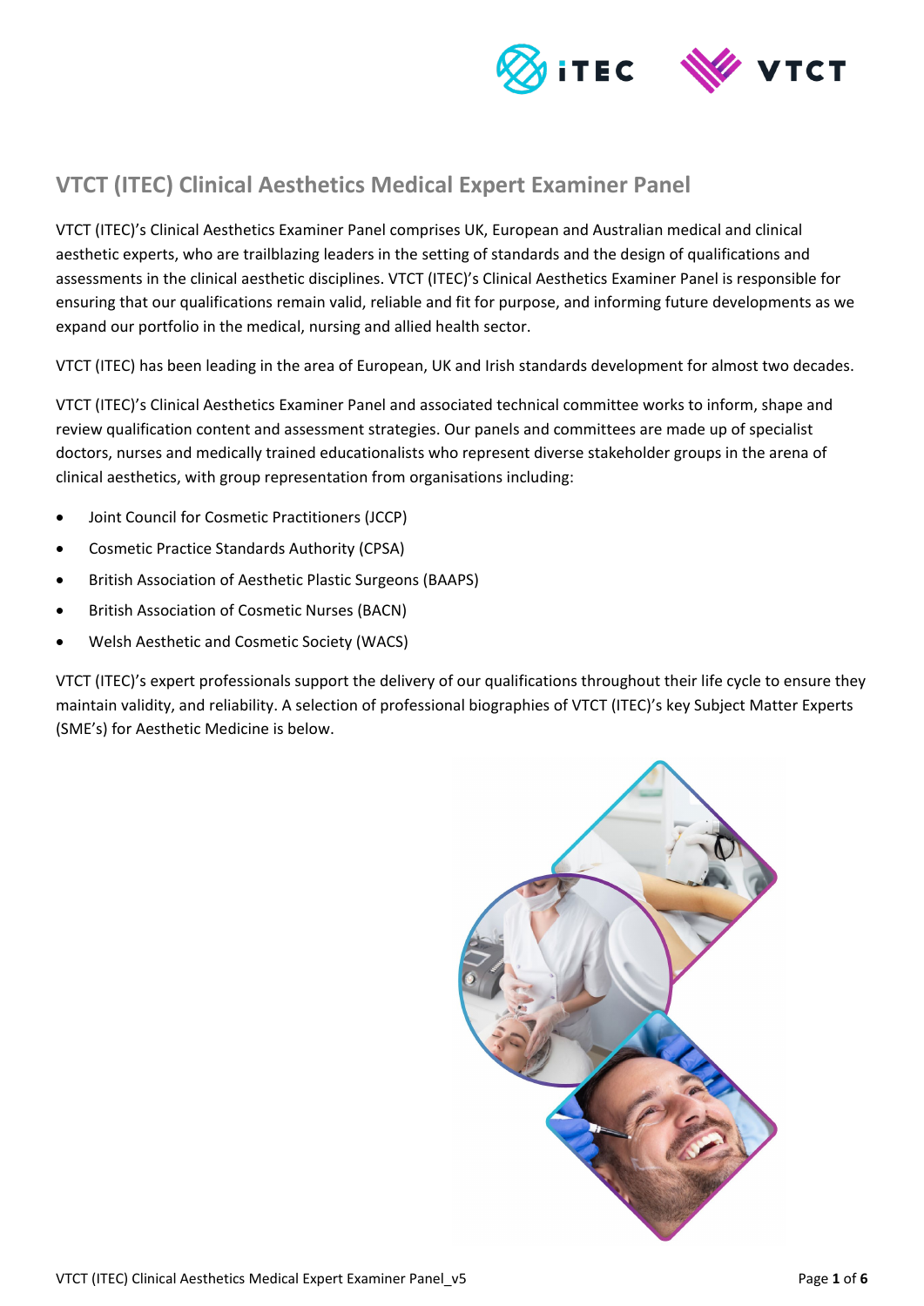# VTCT (ITEC) Clinical Aesthetics Medical Expert Examiner Panel

VTCT (ITEC)'s Clinical Aesthetics Examiner Panel comprises UK, European and Australian medical and clinical aesthetic experts, who are trailblazing leaders in the setting of standards and the design of qualifications and assessments in the clinical aesthetic disciplines. VTCT (ITEC)'s Clinical Aesthetics Examiner Panel is responsible for ensuring that our qualifications remain valid, reliable and fit for purpose, and informing future developments as we expand our portfolio in the medical, nursing and allied health sector.

VTCT (ITEC) has been leading in the area of European, UK and Irish standards development for almost two decades.

VTCT (ITEC)'s Clinical Aesthetics Examiner Panel and associated technical committee works to inform, shape and review qualification content and assessment strategies. Our panels and committees are made up of specialist doctors, nurses and medically trained educationalists who represent diverse stakeholder groups in the arena of clinical aesthetics, with group representation from organisations including:

- Joint Council for Cosmetic Practitioners (JCCP)
- Cosmetic Practice Standards Authority (CPSA)
- British Association of Aesthetic Plastic Surgeons (BAAPS)
- British Association of Cosmetic Nurses (BACN)
- Welsh Aesthetic and Cosmetic Society (WACS)

VTCT (ITEC)'s expert professionals support the delivery of our qualifications throughout their life cycle to ensure they maintain validity, and reliability. A selection of professional biographies of VTCT (ITEC)'s key Subject Matter Experts (SME's) for Aesthetic Medicine is below.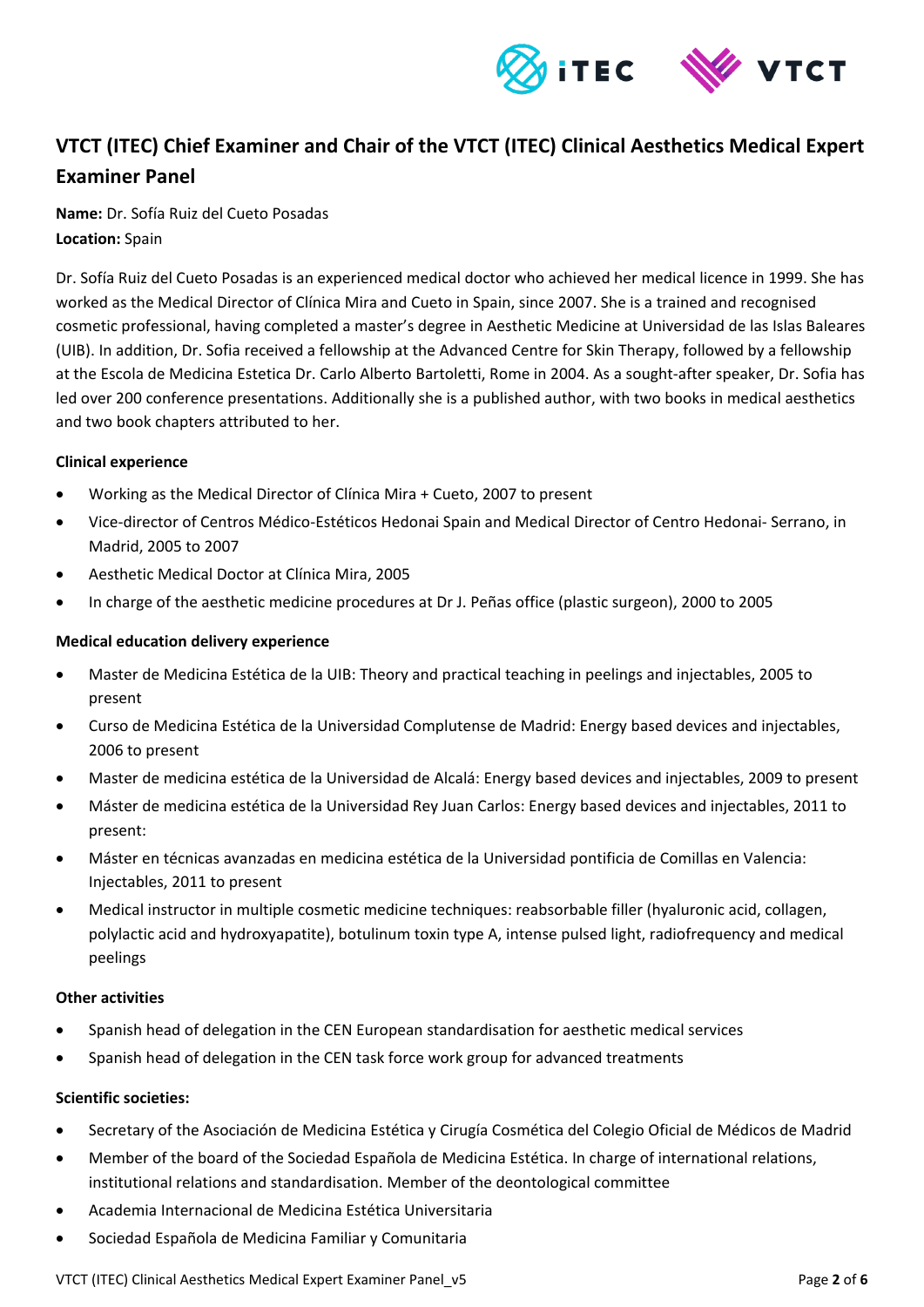## VTCT (ITEC) Chief Examiner and Chair of the VTCT (ITEC) Clinical Aesthetics Medical Expert Examiner Panel

**Name:** Dr. Sofía Ruiz del Cueto Posadas
**Location:** Spain

Dr. Sofía Ruiz del Cueto Posadas is an experienced medical doctor who achieved her medical licence in 1999. She has worked as the Medical Director of Clínica Mira and Cueto in Spain, since 2007. She is a trained and recognised cosmetic professional, having completed a master's degree in Aesthetic Medicine at Universidad de las Islas Baleares (UIB). In addition, Dr. Sofia received a fellowship at the Advanced Centre for Skin Therapy, followed by a fellowship at the Escola de Medicina Estetica Dr. Carlo Alberto Bartoletti, Rome in 2004. As a sought-after speaker, Dr. Sofia has led over 200 conference presentations. Additionally she is a published author, with two books in medical aesthetics and two book chapters attributed to her.

#### Clinical experience

- Working as the Medical Director of Clínica Mira + Cueto, 2007 to present
- Vice-director of Centros Médico-Estéticos Hedonai Spain and Medical Director of Centro Hedonai- Serrano, in Madrid, 2005 to 2007
- Aesthetic Medical Doctor at Clínica Mira, 2005
- In charge of the aesthetic medicine procedures at Dr J. Peñas office (plastic surgeon), 2000 to 2005

#### Medical education delivery experience

- Master de Medicina Estética de la UIB: Theory and practical teaching in peelings and injectables, 2005 to present
- Curso de Medicina Estética de la Universidad Complutense de Madrid: Energy based devices and injectables, 2006 to present
- Master de medicina estética de la Universidad de Alcalá: Energy based devices and injectables, 2009 to present
- Máster de medicina estética de la Universidad Rey Juan Carlos: Energy based devices and injectables, 2011 to present:
- Máster en técnicas avanzadas en medicina estética de la Universidad pontificia de Comillas en Valencia: Injectables, 2011 to present
- Medical instructor in multiple cosmetic medicine techniques: reabsorbable filler (hyaluronic acid, collagen, polylactic acid and hydroxyapatite), botulinum toxin type A, intense pulsed light, radiofrequency and medical peelings

#### Other activities

- Spanish head of delegation in the CEN European standardisation for aesthetic medical services
- Spanish head of delegation in the CEN task force work group for advanced treatments

#### Scientific societies:

- Secretary of the Asociación de Medicina Estética y Cirugía Cosmética del Colegio Oficial de Médicos de Madrid
- Member of the board of the Sociedad Española de Medicina Estética. In charge of international relations, institutional relations and standardisation. Member of the deontological committee
- Academia Internacional de Medicina Estética Universitaria
- Sociedad Española de Medicina Familiar y Comunitaria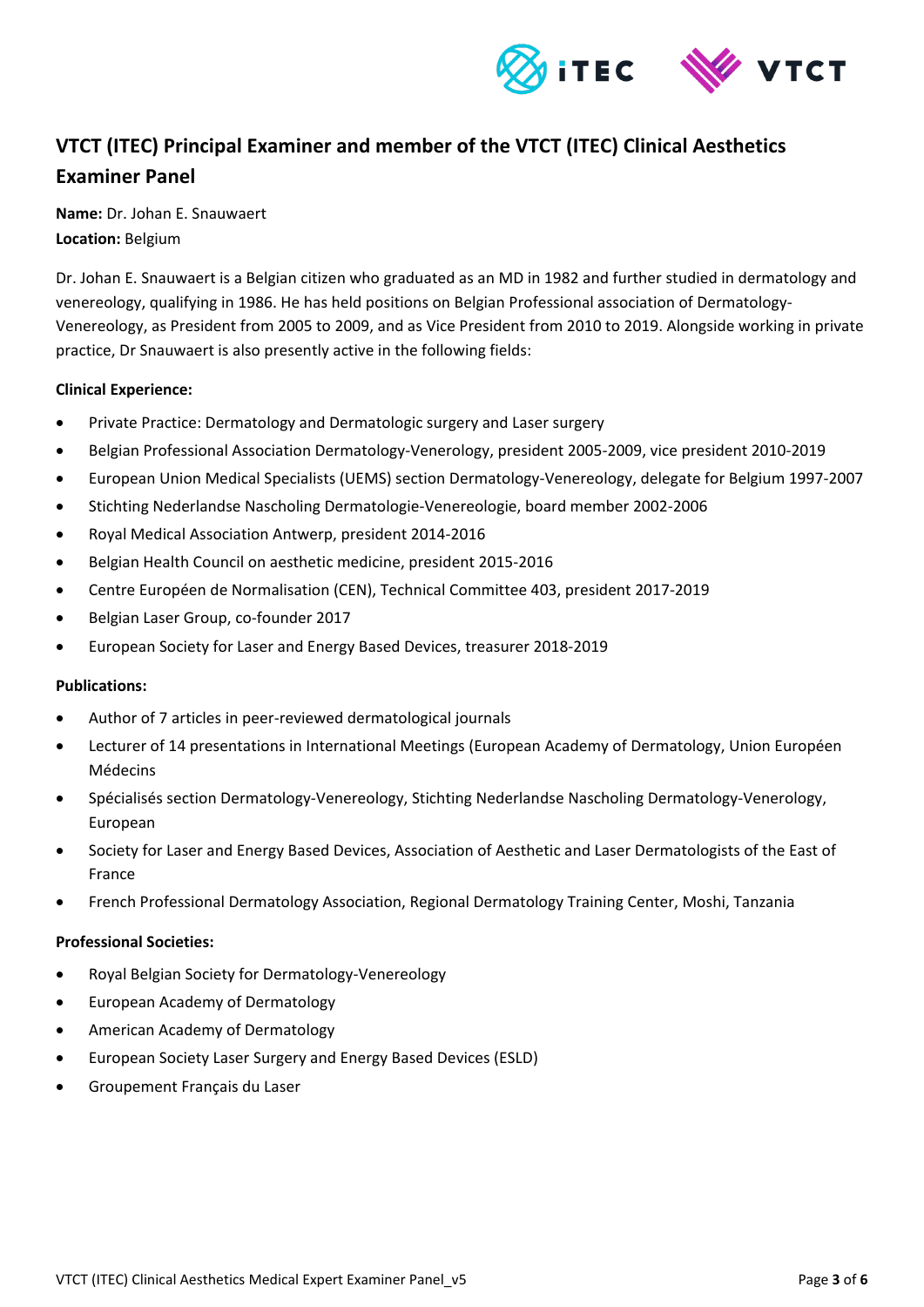## VTCT (ITEC) Principal Examiner and member of the VTCT (ITEC) Clinical Aesthetics Examiner Panel

**Name:** Dr. Johan E. Snauwaert
**Location:** Belgium

Dr. Johan E. Snauwaert is a Belgian citizen who graduated as an MD in 1982 and further studied in dermatology and venereology, qualifying in 1986. He has held positions on Belgian Professional association of Dermatology-Venereology, as President from 2005 to 2009, and as Vice President from 2010 to 2019. Alongside working in private practice, Dr Snauwaert is also presently active in the following fields:

**Clinical Experience:**

- Private Practice: Dermatology and Dermatologic surgery and Laser surgery
- Belgian Professional Association Dermatology-Venerology, president 2005-2009, vice president 2010-2019
- European Union Medical Specialists (UEMS) section Dermatology-Venereology, delegate for Belgium 1997-2007
- Stichting Nederlandse Nascholing Dermatologie-Venereologie, board member 2002-2006
- Royal Medical Association Antwerp, president 2014-2016
- Belgian Health Council on aesthetic medicine, president 2015-2016
- Centre Européen de Normalisation (CEN), Technical Committee 403, president 2017-2019
- Belgian Laser Group, co-founder 2017
- European Society for Laser and Energy Based Devices, treasurer 2018-2019

**Publications:**

- Author of 7 articles in peer-reviewed dermatological journals
- Lecturer of 14 presentations in International Meetings (European Academy of Dermatology, Union Européen Médecins
- Spécialisés section Dermatology-Venereology, Stichting Nederlandse Nascholing Dermatology-Venerology, European
- Society for Laser and Energy Based Devices, Association of Aesthetic and Laser Dermatologists of the East of France
- French Professional Dermatology Association, Regional Dermatology Training Center, Moshi, Tanzania

**Professional Societies:**

- Royal Belgian Society for Dermatology-Venereology
- European Academy of Dermatology
- American Academy of Dermatology
- European Society Laser Surgery and Energy Based Devices (ESLD)
- Groupement Français du Laser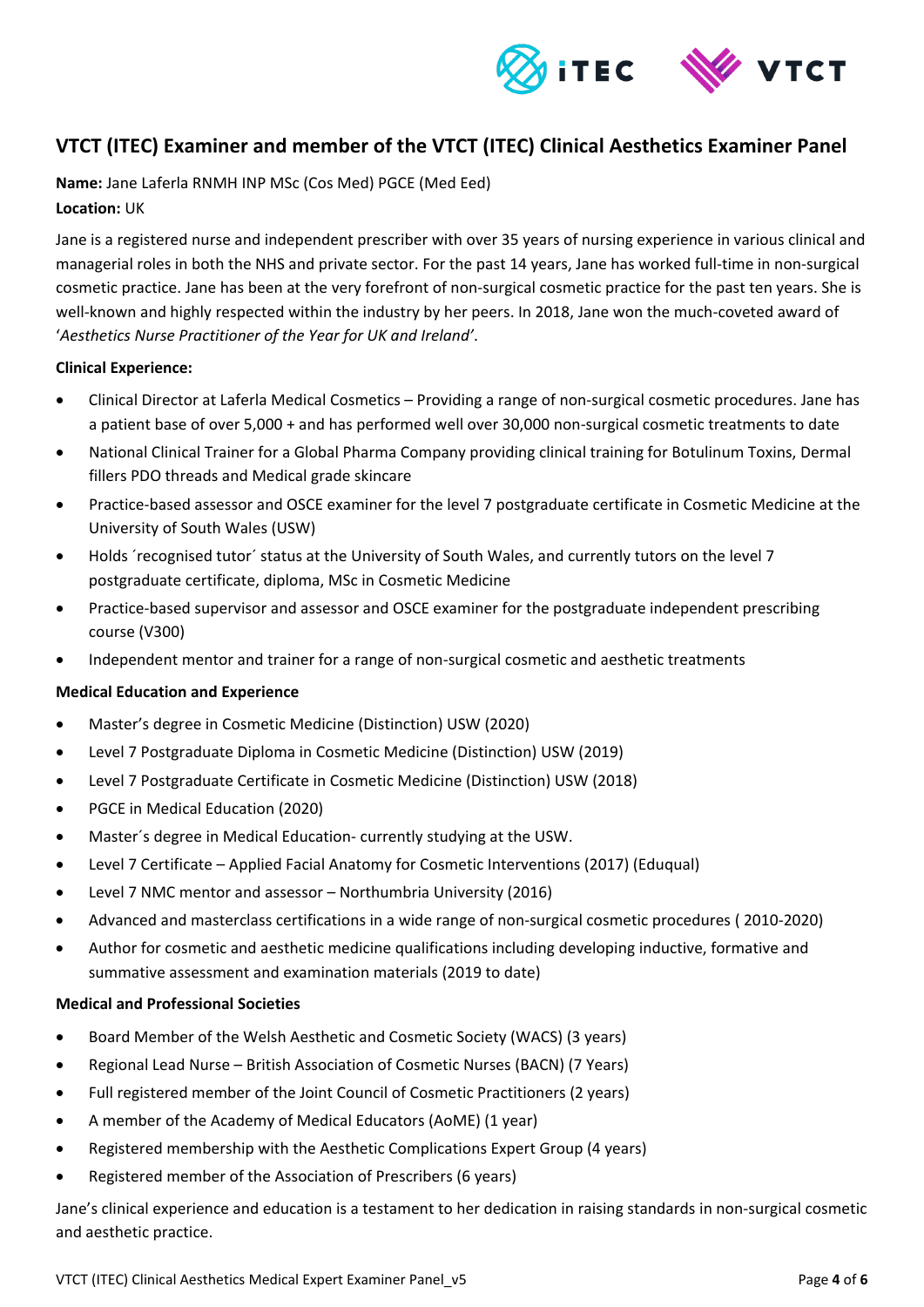## VTCT (ITEC) Examiner and member of the VTCT (ITEC) Clinical Aesthetics Examiner Panel

**Name:** Jane Laferla RNMH INP MSc (Cos Med) PGCE (Med Eed)
**Location:** UK

Jane is a registered nurse and independent prescriber with over 35 years of nursing experience in various clinical and managerial roles in both the NHS and private sector. For the past 14 years, Jane has worked full-time in non-surgical cosmetic practice. Jane has been at the very forefront of non-surgical cosmetic practice for the past ten years. She is well-known and highly respected within the industry by her peers. In 2018, Jane won the much-coveted award of '*Aesthetics Nurse Practitioner of the Year for UK and Ireland*'.

**Clinical Experience:**

- Clinical Director at Laferla Medical Cosmetics – Providing a range of non-surgical cosmetic procedures. Jane has a patient base of over 5,000 + and has performed well over 30,000 non-surgical cosmetic treatments to date
- National Clinical Trainer for a Global Pharma Company providing clinical training for Botulinum Toxins, Dermal fillers PDO threads and Medical grade skincare
- Practice-based assessor and OSCE examiner for the level 7 postgraduate certificate in Cosmetic Medicine at the University of South Wales (USW)
- Holds ´recognised tutor´ status at the University of South Wales, and currently tutors on the level 7 postgraduate certificate, diploma, MSc in Cosmetic Medicine
- Practice-based supervisor and assessor and OSCE examiner for the postgraduate independent prescribing course (V300)
- Independent mentor and trainer for a range of non-surgical cosmetic and aesthetic treatments

**Medical Education and Experience**

- Master's degree in Cosmetic Medicine (Distinction) USW (2020)
- Level 7 Postgraduate Diploma in Cosmetic Medicine (Distinction) USW (2019)
- Level 7 Postgraduate Certificate in Cosmetic Medicine (Distinction) USW (2018)
- PGCE in Medical Education (2020)
- Master´s degree in Medical Education- currently studying at the USW.
- Level 7 Certificate – Applied Facial Anatomy for Cosmetic Interventions (2017) (Eduqual)
- Level 7 NMC mentor and assessor – Northumbria University (2016)
- Advanced and masterclass certifications in a wide range of non-surgical cosmetic procedures ( 2010-2020)
- Author for cosmetic and aesthetic medicine qualifications including developing inductive, formative and summative assessment and examination materials (2019 to date)

**Medical and Professional Societies**

- Board Member of the Welsh Aesthetic and Cosmetic Society (WACS) (3 years)
- Regional Lead Nurse – British Association of Cosmetic Nurses (BACN) (7 Years)
- Full registered member of the Joint Council of Cosmetic Practitioners (2 years)
- A member of the Academy of Medical Educators (AoME) (1 year)
- Registered membership with the Aesthetic Complications Expert Group (4 years)
- Registered member of the Association of Prescribers (6 years)

Jane's clinical experience and education is a testament to her dedication in raising standards in non-surgical cosmetic and aesthetic practice.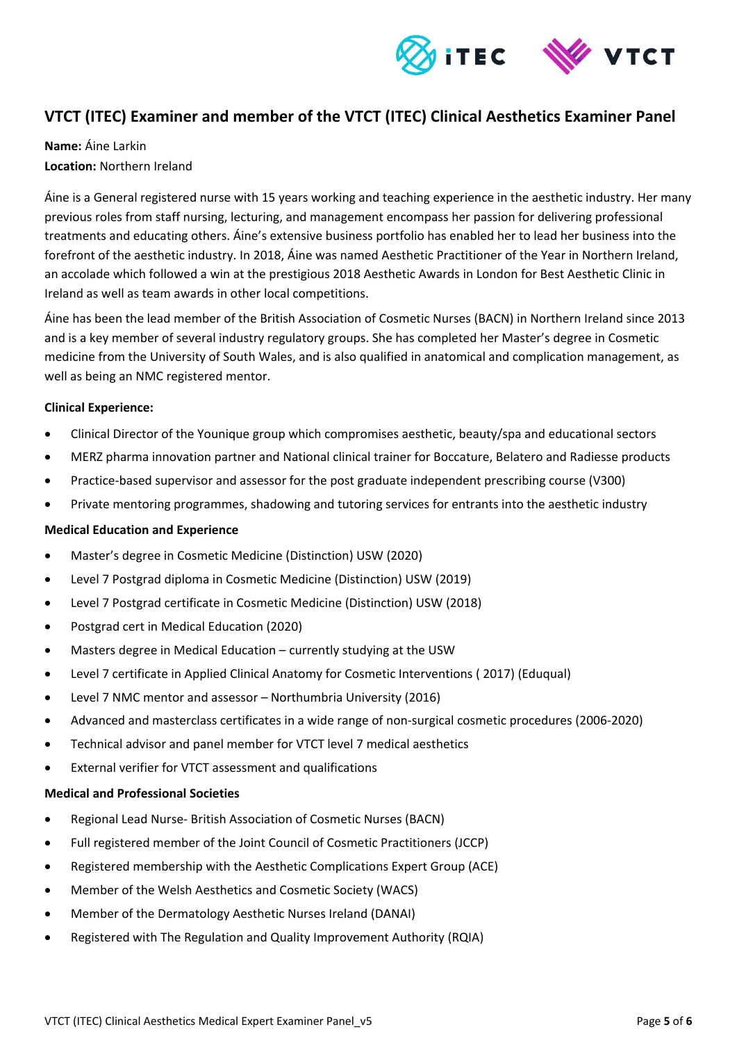## VTCT (ITEC) Examiner and member of the VTCT (ITEC) Clinical Aesthetics Examiner Panel

**Name:** Áine Larkin
**Location:** Northern Ireland

Áine is a General registered nurse with 15 years working and teaching experience in the aesthetic industry. Her many previous roles from staff nursing, lecturing, and management encompass her passion for delivering professional treatments and educating others. Áine's extensive business portfolio has enabled her to lead her business into the forefront of the aesthetic industry. In 2018, Áine was named Aesthetic Practitioner of the Year in Northern Ireland, an accolade which followed a win at the prestigious 2018 Aesthetic Awards in London for Best Aesthetic Clinic in Ireland as well as team awards in other local competitions.

Áine has been the lead member of the British Association of Cosmetic Nurses (BACN) in Northern Ireland since 2013 and is a key member of several industry regulatory groups. She has completed her Master's degree in Cosmetic medicine from the University of South Wales, and is also qualified in anatomical and complication management, as well as being an NMC registered mentor.

**Clinical Experience:**

- Clinical Director of the Younique group which compromises aesthetic, beauty/spa and educational sectors
- MERZ pharma innovation partner and National clinical trainer for Boccature, Belatero and Radiesse products
- Practice-based supervisor and assessor for the post graduate independent prescribing course (V300)
- Private mentoring programmes, shadowing and tutoring services for entrants into the aesthetic industry

**Medical Education and Experience**

- Master's degree in Cosmetic Medicine (Distinction) USW (2020)
- Level 7 Postgrad diploma in Cosmetic Medicine (Distinction) USW (2019)
- Level 7 Postgrad certificate in Cosmetic Medicine (Distinction) USW (2018)
- Postgrad cert in Medical Education (2020)
- Masters degree in Medical Education – currently studying at the USW
- Level 7 certificate in Applied Clinical Anatomy for Cosmetic Interventions ( 2017) (Eduqual)
- Level 7 NMC mentor and assessor – Northumbria University (2016)
- Advanced and masterclass certificates in a wide range of non-surgical cosmetic procedures (2006-2020)
- Technical advisor and panel member for VTCT level 7 medical aesthetics
- External verifier for VTCT assessment and qualifications

**Medical and Professional Societies**

- Regional Lead Nurse- British Association of Cosmetic Nurses (BACN)
- Full registered member of the Joint Council of Cosmetic Practitioners (JCCP)
- Registered membership with the Aesthetic Complications Expert Group (ACE)
- Member of the Welsh Aesthetics and Cosmetic Society (WACS)
- Member of the Dermatology Aesthetic Nurses Ireland (DANAI)
- Registered with The Regulation and Quality Improvement Authority (RQIA)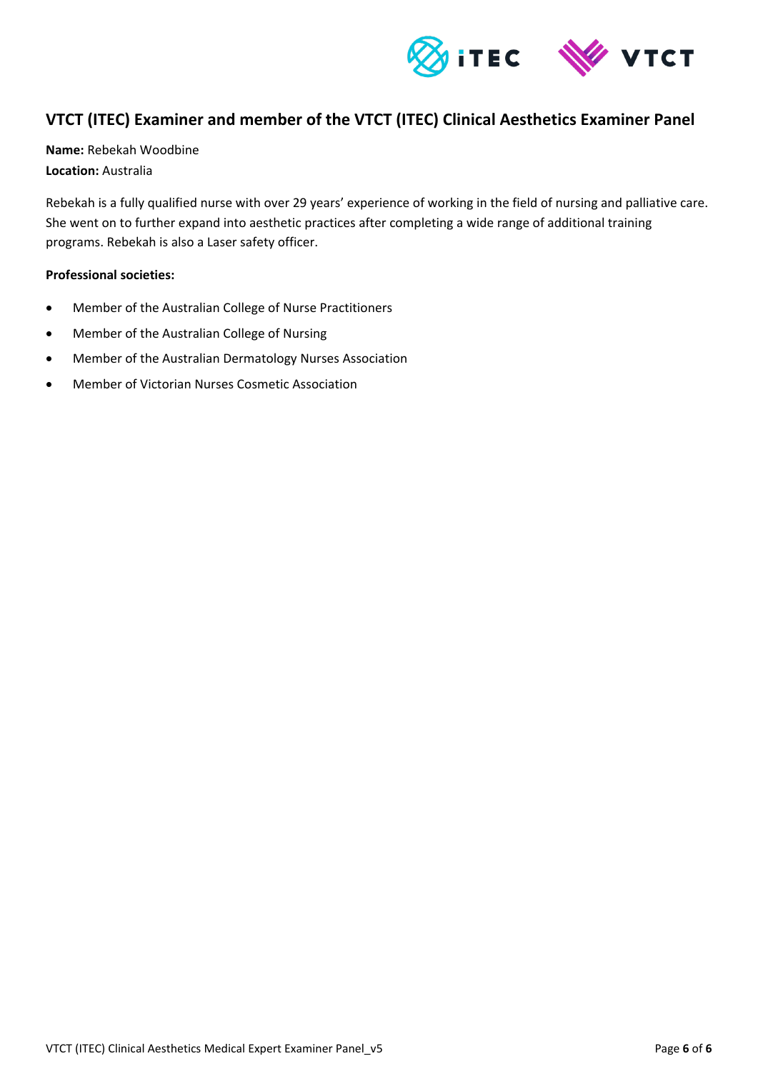## VTCT (ITEC) Examiner and member of the VTCT (ITEC) Clinical Aesthetics Examiner Panel

**Name:** Rebekah Woodbine
**Location:** Australia

Rebekah is a fully qualified nurse with over 29 years' experience of working in the field of nursing and palliative care. She went on to further expand into aesthetic practices after completing a wide range of additional training programs. Rebekah is also a Laser safety officer.

**Professional societies:**

- Member of the Australian College of Nurse Practitioners
- Member of the Australian College of Nursing
- Member of the Australian Dermatology Nurses Association
- Member of Victorian Nurses Cosmetic Association